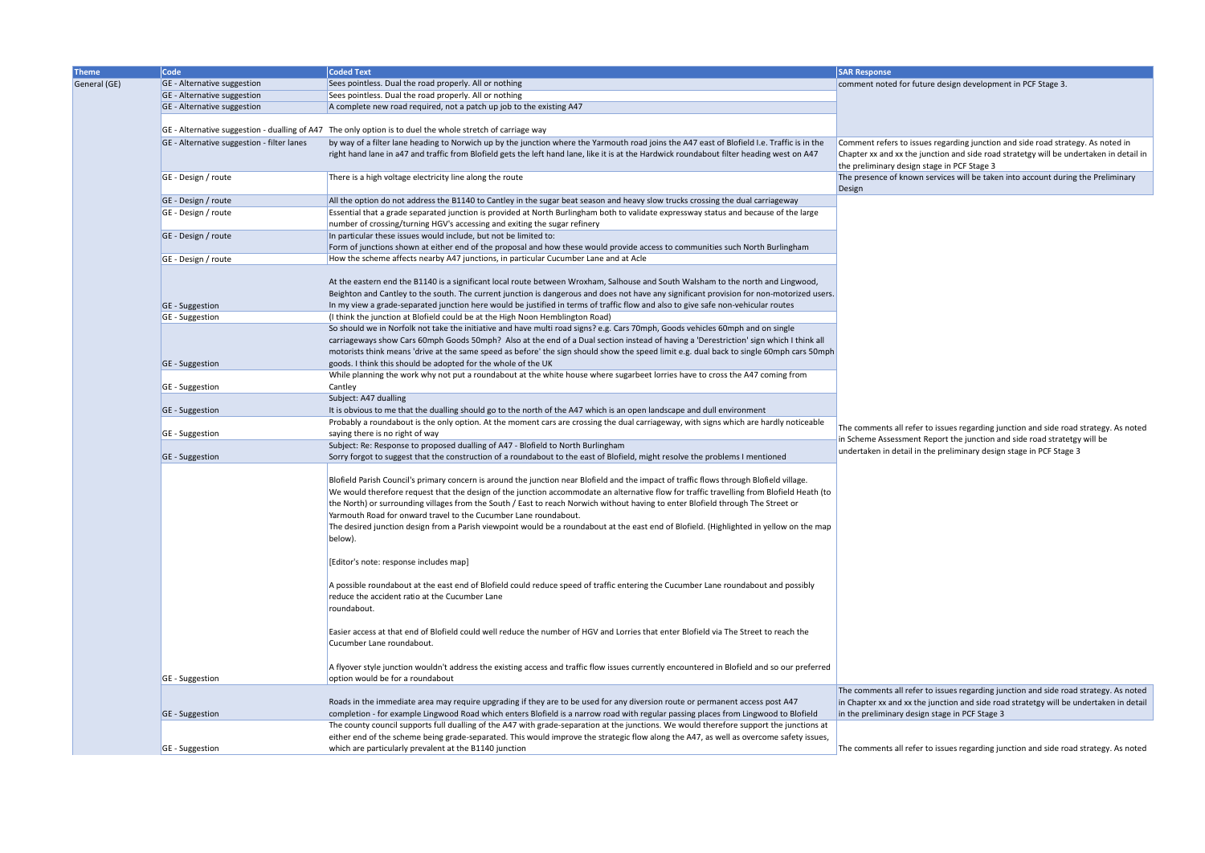| Theme | Code | Coded Text | SAR Response |
|---|---|---|---|
| General (GE) | GE - Alternative suggestion | Sees pointless. Dual the road properly. All or nothing | comment noted for future design development in PCF Stage 3. |
| | GE - Alternative suggestion | Sees pointless. Dual the road properly. All or nothing | |
| | GE - Alternative suggestion | A complete new road required, not a patch up job to the existing A47 | |
| | GE - Alternative suggestion - dualling of A47 | The only option is to duel the whole stretch of carriage way | |
| | GE - Alternative suggestion - filter lanes | by way of a filter lane heading to Norwich up by the junction where the Yarmouth road joins the A47 east of Blofield I.e. Traffic is in the right hand lane in a47 and traffic from Blofield gets the left hand lane, like it is at the Hardwick roundabout filter heading west on A47 | Comment refers to issues regarding junction and side road strategy. As noted in Chapter xx and xx the junction and side road strategy will be undertaken in detail in the preliminary design stage in PCF Stage 3 |
| | GE - Design / route | There is a high voltage electricity line along the route | The presence of known services will be taken into account during the Preliminary Design |
| | GE - Design / route | All the option do not address the B1140 to Cantley in the sugar beat season and heavy slow trucks crossing the dual carriageway | The comments all refer to issues regarding junction and side road strategy. As noted in Scheme Assessment Report the junction and side road strategy will be undertaken in detail in the preliminary design stage in PCF Stage 3 |
| | GE - Design / route | Essential that a grade separated junction is provided at North Burlingham both to validate expressway status and because of the large number of crossing/turning HGV's accessing and exiting the sugar refinery | |
| | GE - Design / route | In particular these issues would include, but not be limited to:<br>Form of junctions shown at either end of the proposal and how these would provide access to communities such North Burlingham | |
| | GE - Design / route | How the scheme affects nearby A47 junctions, in particular Cucumber Lane and at Acle | |
| | GE - Suggestion | At the eastern end the B1140 is a significant local route between Wroxham, Salhouse and South Walsham to the north and Lingwood, Beighton and Cantley to the south. The current junction is dangerous and does not have any significant provision for non-motorized users. In my view a grade-separated junction here would be justified in terms of traffic flow and also to give safe non-vehicular routes | |
| | GE - Suggestion | (I think the junction at Blofield could be at the High Noon Hemblington Road) | |
| | GE - Suggestion | So should we in Norfolk not take the initiative and have multi road signs? e.g. Cars 70mph, Goods vehicles 60mph and on single carriageways show Cars 60mph Goods 50mph? Also at the end of a Dual section instead of having a 'Derestriction' sign which I think all motorists think means 'drive at the same speed as before' the sign should show the speed limit e.g. dual back to single 60mph cars 50mph goods. I think this should be adopted for the whole of the UK | |
| | GE - Suggestion | While planning the work why not put a roundabout at the white house where sugarbeet lorries have to cross the A47 coming from Cantley | |
| | GE - Suggestion | Subject: A47 dualling<br>It is obvious to me that the dualling should go to the north of the A47 which is an open landscape and dull environment | |
| | GE - Suggestion | Probably a roundabout is the only option. At the moment cars are crossing the dual carriageway, with signs which are hardly noticeable saying there is no right of way | |
| | GE - Suggestion | Subject: Re: Response to proposed dualling of A47 - Blofield to North Burlingham<br>Sorry forgot to suggest that the construction of a roundabout to the east of Blofield, might resolve the problems I mentioned | |
| | GE - Suggestion | Blofield Parish Council's primary concern is around the junction near Blofield and the impact of traffic flows through Blofield village.<br>We would therefore request that the design of the junction accommodate an alternative flow for traffic travelling from Blofield Heath (to the North) or surrounding villages from the South / East to reach Norwich without having to enter Blofield through The Street or Yarmouth Road for onward travel to the Cucumber Lane roundabout.<br>The desired junction design from a Parish viewpoint would be a roundabout at the east end of Blofield. (Highlighted in yellow on the map below).<br><br>[Editor's note: response includes map]<br><br>A possible roundabout at the east end of Blofield could reduce speed of traffic entering the Cucumber Lane roundabout and possibly reduce the accident ratio at the Cucumber Lane roundabout.<br><br>Easier access at that end of Blofield could well reduce the number of HGV and Lorries that enter Blofield via The Street to reach the Cucumber Lane roundabout.<br><br>A flyover style junction wouldn't address the existing access and traffic flow issues currently encountered in Blofield and so our preferred option would be for a roundabout | |
| | GE - Suggestion | Roads in the immediate area may require upgrading if they are to be used for any diversion route or permanent access post A47 completion - for example Lingwood Road which enters Blofield is a narrow road with regular passing places from Lingwood to Blofield | The comments all refer to issues regarding junction and side road strategy. As noted in Chapter xx and xx the junction and side road strategy will be undertaken in detail in the preliminary design stage in PCF Stage 3 |
| | GE - Suggestion | The county council supports full dualling of the A47 with grade-separation at the junctions. We would therefore support the junctions at either end of the scheme being grade-separated. This would improve the strategic flow along the A47, as well as overcome safety issues, which are particularly prevalent at the B1140 junction | The comments all refer to issues regarding junction and side road strategy. As noted |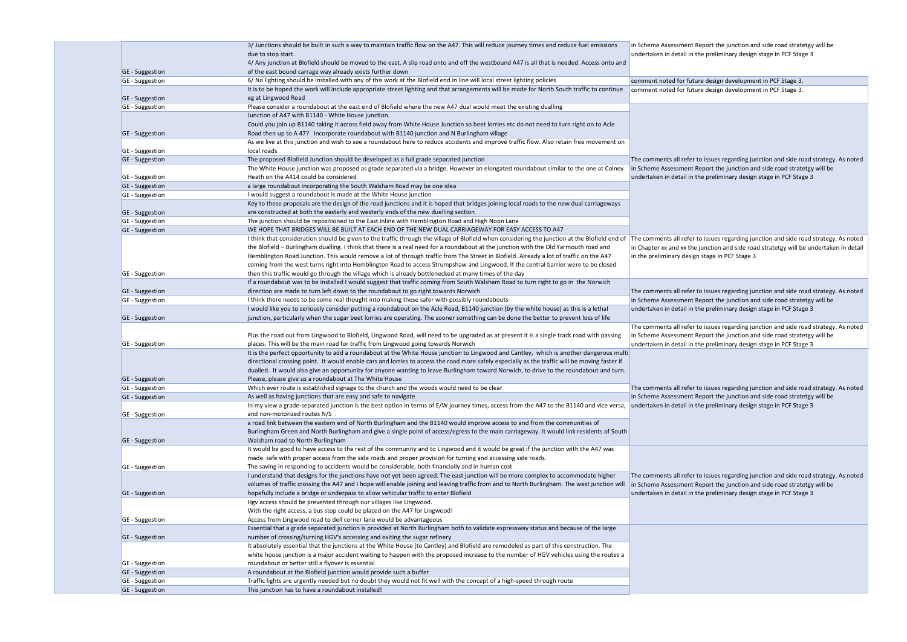| | | |
|---|---|---|
| GE - Suggestion | 3/ Junctions should be built in such a way to maintain traffic flow on the A47. This will reduce journey times and reduce fuel emissions due to stop start. 4/ Any junction at Blofield should be moved to the east. A slip road onto and off the westbound A47 is all that is needed. Access onto and of the east bound carrage way already exists further down | in Scheme Assessment Report the junction and side road stratetgy will be undertaken in detail in the preliminary design stage in PCF Stage 3 |
| GE - Suggestion | 6/ No lighting should be installed with any of this work at the Blofield end in line will local street lighting policies | comment noted for future design development in PCF Stage 3. |
| GE - Suggestion | It is to be hoped the work will include appropriate street lighting and that arrangements will be made for North South traffic to continue eg at Lingwood Road | comment noted for future design development in PCF Stage 3. |
| GE - Suggestion | Please consider a roundabout at the east end of Blofield where the new A47 dual would meet the existing dualling | The comments all refer to issues regarding junction and side road strategy. As noted in Scheme Assessment Report the junction and side road stratetgy will be undertaken in detail in the preliminary design stage in PCF Stage 3 |
| GE - Suggestion | Junction of A47 with B1140 - White House junction. Could you join up B1140 taking it across field away from White House Junction so beet lorries etc do not need to turn right on to Acle Road then up to A 47? Incorporate roundabout with B1140 junction and N Burlingham village | |
| GE - Suggestion | As we live at this junction and wish to see a roundabout here to reduce accidents and improve traffic flow. Also retain free movement on local roads | |
| GE - Suggestion | The proposed Blofield Junction should be developed as a full grade separated junction | |
| GE - Suggestion | The White House junction was proposed as grade separated via a bridge. However an elongated roundabout similar to the one at Colney Heath on the A414 could be considered | |
| GE - Suggestion | a large roundabout incorporating the South Walsham Road may be one idea | |
| GE - Suggestion | I would suggest a roundabout is made at the White House junction | |
| GE - Suggestion | Key to these proposals are the design of the road junctions and it is hoped that bridges joining local roads to the new dual carriageways are constructed at both the easterly and westerly ends of the new duelling section | |
| GE - Suggestion | The junction should be repositioned to the East inline with Hemblington Road and High Noon Lane | |
| GE - Suggestion | WE HOPE THAT BRIDGES WILL BE BUILT AT EACH END OF THE NEW DUAL CARRIAGEWAY FOR EASY ACCESS TO A47 | |
| GE - Suggestion | I think that consideration should be given to the traffic through the village of Blofield when considering the junction at the Blofield end of the Blofield – Burlingham dualling. I think that there is a real need for a roundabout at the junction with the Old Yarmouth road and Hemblington Road Junction. This would remove a lot of through traffic from The Street in Blofield. Already a lot of traffic on the A47 coming from the west turns right into Hemblington Road to access Strumpshaw and Lingwood. If the central barrier were to be closed then this traffic would go through the village which is already bottlenecked at many times of the day | The comments all refer to issues regarding junction and side road strategy. As noted in Chapter xx and xx the junction and side road stratetgy will be undertaken in detail in the preliminary design stage in PCF Stage 3 |
| GE - Suggestion | If a roundabout was to be installed I would suggest that traffic coming from South Walsham Road to turn right to go in the Norwich direction are made to turn left down to the roundabout to go right towards Norwich | The comments all refer to issues regarding junction and side road strategy. As noted in Scheme Assessment Report the junction and side road stratetgy will be undertaken in detail in the preliminary design stage in PCF Stage 3 |
| GE - Suggestion | I think there needs to be some real thought into making these safer with possibly roundabouts | |
| GE - Suggestion | I would like you to seriously consider putting a roundabout on the Acle Road, B1140 junction (by the white house) as this is a lethal junction, particularly when the sugar beet lorries are operating. The sooner something can be done the better to prevent loss of life | |
| GE - Suggestion | Plus the road out from Lingwood to Blofield, Lingwood Road, will need to be upgraded as at present it is a single track road with passing places. This will be the main road for traffic from Lingwood going towards Norwich | The comments all refer to issues regarding junction and side road strategy. As noted in Scheme Assessment Report the junction and side road stratetgy will be undertaken in detail in the preliminary design stage in PCF Stage 3 |
| GE - Suggestion | It is the perfect opportunity to add a roundabout at the White House junction to Lingwood and Cantley, which is another dangerous multi directional crossing point. It would enable cars and lorries to access the road more safely especially as the traffic will be moving faster if dualled. It would also give an opportunity for anyone wanting to leave Burlingham toward Norwich, to drive to the roundabout and turn. Please, please give us a roundabout at The White House | The comments all refer to issues regarding junction and side road strategy. As noted in Scheme Assessment Report the junction and side road stratetgy will be undertaken in detail in the preliminary design stage in PCF Stage 3 |
| GE - Suggestion | Which ever route is established signage to the church and the woods would need to be clear | |
| GE - Suggestion | As well as having junctions that are easy and safe to navigate | |
| GE - Suggestion | In my view a grade-separated junction is the best option in terms of E/W journey times, access from the A47 to the B1140 and vice versa, and non-motorized routes N/S | |
| GE - Suggestion | a road link between the eastern end of North Burlingham and the B1140 would improve access to and from the communities of Burlingham Green and North Burlingham and give a single point of access/egress to the main carriageway. It would link residents of South Walsham road to North Burlingham | |
| GE - Suggestion | It would be good to have access to the rest of the community and to Lingwood and it would be great if the junction with the A47 was made safe with proper access from the side roads and proper provision for turning and accessing side roads. The saving in responding to accidents would be considerable, both financially and in human cost | The comments all refer to issues regarding junction and side road strategy. As noted in Scheme Assessment Report the junction and side road stratetgy will be undertaken in detail in the preliminary design stage in PCF Stage 3 |
| GE - Suggestion | I understand that designs for the junctions have not yet been agreed. The east junction will be more complex to accommodate higher volumes of traffic crossing the A47 and I hope will enable joining and leaving traffic from and to North Burlingham. The west junction will hopefully include a bridge or underpass to allow vehicular traffic to enter Blofield | |
| GE - Suggestion | Hgv access should be prevented through our villages like Lingwood. With the right access, a bus stop could be placed on the A47 for Lingwood! Access from Lingwood road to dell corner lane would be advantageous | |
| GE - Suggestion | Essential that a grade separated junction is provided at North Burlingham both to validate expressway status and because of the large number of crossing/turning HGV's accessing and exiting the sugar refinery | |
| GE - Suggestion | It absolutely essential that the junctions at the White House (to Cantley) and Blofield are remodeled as part of this construction. The white house junction is a major accident waiting to happen with the proposed increase to the number of HGV vehicles using the routes a roundabout or better still a flyover is essential | |
| GE - Suggestion | A roundabout at the Blofield junction would provide such a buffer | |
| GE - Suggestion | Traffic lights are urgently needed but no doubt they would not fit well with the concept of a high-speed through route | |
| GE - Suggestion | This junction has to have a roundabout installed! | |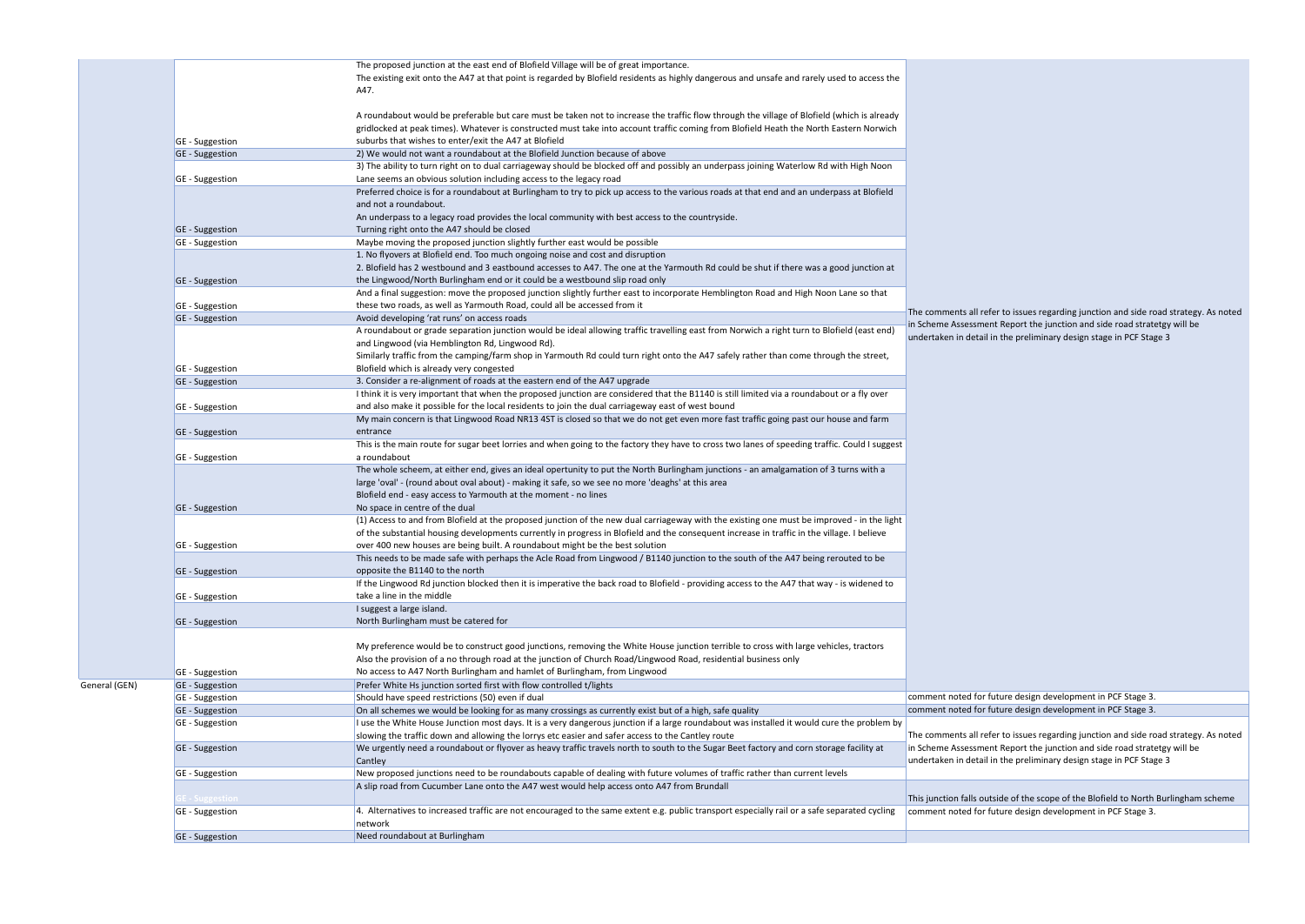| | | | |
|---|---|---|---|
| | GE - Suggestion | The proposed junction at the east end of Blofield Village will be of great importance. The existing exit onto the A47 at that point is regarded by Blofield residents as highly dangerous and unsafe and rarely used to access the A47. A roundabout would be preferable but care must be taken not to increase the traffic flow through the village of Blofield (which is already gridlocked at peak times). Whatever is constructed must take into account traffic coming from Blofield Heath the North Eastern Norwich suburbs that wishes to enter/exit the A47 at Blofield | The comments all refer to issues regarding junction and side road strategy. As noted in Scheme Assessment Report the junction and side road stratetgy will be undertaken in detail in the preliminary design stage in PCF Stage 3 |
| | GE - Suggestion | 2) We would not want a roundabout at the Blofield Junction because of above | |
| | GE - Suggestion | 3) The ability to turn right on to dual carriageway should be blocked off and possibly an underpass joining Waterlow Rd with High Noon Lane seems an obvious solution including access to the legacy road | |
| | GE - Suggestion | Preferred choice is for a roundabout at Burlingham to try to pick up access to the various roads at that end and an underpass at Blofield and not a roundabout. An underpass to a legacy road provides the local community with best access to the countryside. Turning right onto the A47 should be closed | |
| | GE - Suggestion | Maybe moving the proposed junction slightly further east would be possible | |
| | GE - Suggestion | 1. No flyovers at Blofield end. Too much ongoing noise and cost and disruption 2. Blofield has 2 westbound and 3 eastbound accesses to A47. The one at the Yarmouth Rd could be shut if there was a good junction at the Lingwood/North Burlingham end or it could be a westbound slip road only | |
| | GE - Suggestion | And a final suggestion: move the proposed junction slightly further east to incorporate Hemblington Road and High Noon Lane so that these two roads, as well as Yarmouth Road, could all be accessed from it | |
| | GE - Suggestion | Avoid developing 'rat runs' on access roads | |
| | GE - Suggestion | A roundabout or grade separation junction would be ideal allowing traffic travelling east from Norwich a right turn to Blofield (east end) and Lingwood (via Hemblington Rd, Lingwood Rd). Similarly traffic from the camping/farm shop in Yarmouth Rd could turn right onto the A47 safely rather than come through the street, Blofield which is already very congested | |
| | GE - Suggestion | 3. Consider a re-alignment of roads at the eastern end of the A47 upgrade | |
| | GE - Suggestion | I think it is very important that when the proposed junction are considered that the B1140 is still limited via a roundabout or a fly over and also make it possible for the local residents to join the dual carriageway east of west bound | |
| | GE - Suggestion | My main concern is that Lingwood Road NR13 4ST is closed so that we do not get even more fast traffic going past our house and farm entrance | |
| | GE - Suggestion | This is the main route for sugar beet lorries and when going to the factory they have to cross two lanes of speeding traffic. Could I suggest a roundabout | |
| | GE - Suggestion | The whole scheem, at either end, gives an ideal opertunity to put the North Burlingham junctions - an amalgamation of 3 turns with a large 'oval' - (round about oval about) - making it safe, so we see no more 'deaghs' at this area Blofield end - easy access to Yarmouth at the moment - no lines No space in centre of the dual | |
| | GE - Suggestion | (1) Access to and from Blofield at the proposed junction of the new dual carriageway with the existing one must be improved - in the light of the substantial housing developments currently in progress in Blofield and the consequent increase in traffic in the village. I believe over 400 new houses are being built. A roundabout might be the best solution | |
| | GE - Suggestion | This needs to be made safe with perhaps the Acle Road from Lingwood / B1140 junction to the south of the A47 being rerouted to be opposite the B1140 to the north | |
| | GE - Suggestion | If the Lingwood Rd junction blocked then it is imperative the back road to Blofield - providing access to the A47 that way - is widened to take a line in the middle | |
| | GE - Suggestion | I suggest a large island. North Burlingham must be catered for | |
| | GE - Suggestion | My preference would be to construct good junctions, removing the White House junction terrible to cross with large vehicles, tractors Also the provision of a no through road at the junction of Church Road/Lingwood Road, residential business only No access to A47 North Burlingham and hamlet of Burlingham, from Lingwood | |
| General (GEN) | GE - Suggestion | Prefer White Hs junction sorted first with flow controlled t/lights | |
| | GE - Suggestion | Should have speed restrictions (50) even if dual | comment noted for future design development in PCF Stage 3. |
| | GE - Suggestion | On all schemes we would be looking for as many crossings as currently exist but of a high, safe quality | comment noted for future design development in PCF Stage 3. |
| | GE - Suggestion | I use the White House Junction most days. It is a very dangerous junction if a large roundabout was installed it would cure the problem by slowing the traffic down and allowing the lorrys etc easier and safer access to the Cantley route | The comments all refer to issues regarding junction and side road strategy. As noted in Scheme Assessment Report the junction and side road stratetgy will be undertaken in detail in the preliminary design stage in PCF Stage 3 |
| | GE - Suggestion | We urgently need a roundabout or flyover as heavy traffic travels north to south to the Sugar Beet factory and corn storage facility at Cantley | |
| | GE - Suggestion | New proposed junctions need to be roundabouts capable of dealing with future volumes of traffic rather than current levels | |
| | GE - Suggestion | A slip road from Cucumber Lane onto the A47 west would help access onto A47 from Brundall | This junction falls outside of the scope of the Blofield to North Burlingham scheme |
| | GE - Suggestion | 4. Alternatives to increased traffic are not encouraged to the same extent e.g. public transport especially rail or a safe separated cycling network | comment noted for future design development in PCF Stage 3. |
| | GE - Suggestion | Need roundabout at Burlingham | |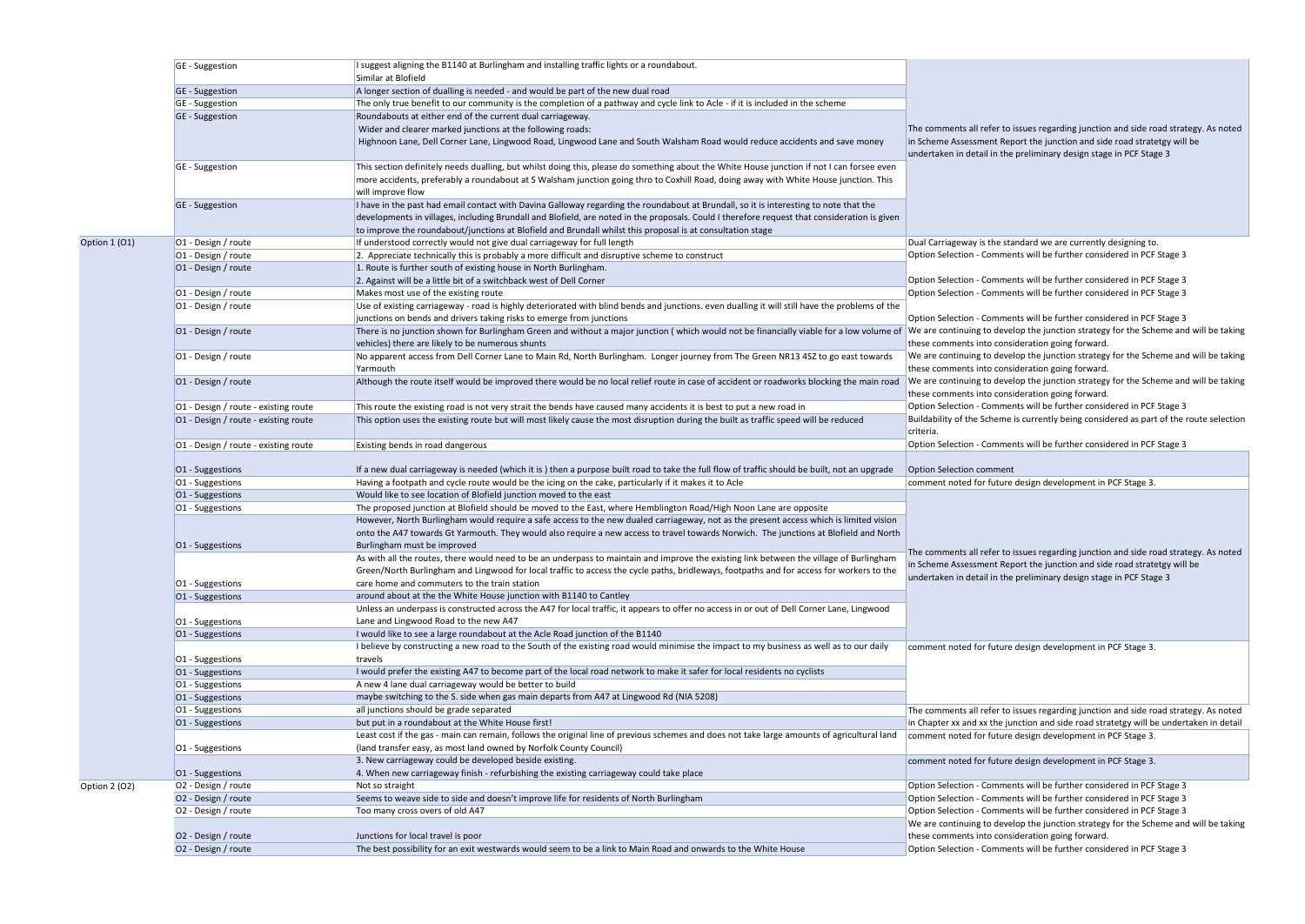| | | | |
|---|---|---|---|
| | GE - Suggestion | I suggest aligning the B1140 at Burlingham and installing traffic lights or a roundabout. Similar at Blofield | The comments all refer to issues regarding junction and side road strategy. As noted in Scheme Assessment Report the junction and side road stratetgy will be undertaken in detail in the preliminary design stage in PCF Stage 3 |
| | GE - Suggestion | A longer section of dualling is needed - and would be part of the new dual road | |
| | GE - Suggestion | The only true benefit to our community is the completion of a pathway and cycle link to Acle - if it is included in the scheme | |
| | GE - Suggestion | Roundabouts at either end of the current dual carriageway. Wider and clearer marked junctions at the following roads: Highnoon Lane, Dell Corner Lane, Lingwood Road, Lingwood Lane and South Walsham Road would reduce accidents and save money | |
| | GE - Suggestion | This section definitely needs dualling, but whilst doing this, please do something about the White House junction if not I can forsee even more accidents, preferably a roundabout at S Walsham junction going thro to Coxhill Road, doing away with White House junction. This will improve flow | |
| | GE - Suggestion | I have in the past had email contact with Davina Galloway regarding the roundabout at Brundall, so it is interesting to note that the developments in villages, including Brundall and Blofield, are noted in the proposals. Could I therefore request that consideration is given to improve the roundabout/junctions at Blofield and Brundall whilst this proposal is at consultation stage | |
| Option 1 (O1) | O1 - Design / route | If understood correctly would not give dual carriageway for full length | Dual Carriageway is the standard we are currently designing to. |
| | O1 - Design / route | 2. Appreciate technically this is probably a more difficult and disruptive scheme to construct | Option Selection - Comments will be further considered in PCF Stage 3 |
| | O1 - Design / route | 1. Route is further south of existing house in North Burlingham. 2. Against will be a little bit of a switchback west of Dell Corner | Option Selection - Comments will be further considered in PCF Stage 3 |
| | O1 - Design / route | Makes most use of the existing route | Option Selection - Comments will be further considered in PCF Stage 3 |
| | O1 - Design / route | Use of existing carriageway - road is highly deteriorated with blind bends and junctions. even dualling it will still have the problems of the junctions on bends and drivers taking risks to emerge from junctions | Option Selection - Comments will be further considered in PCF Stage 3 |
| | O1 - Design / route | There is no junction shown for Burlingham Green and without a major junction ( which would not be financially viable for a low volume of vehicles) there are likely to be numerous shunts | We are continuing to develop the junction strategy for the Scheme and will be taking these comments into consideration going forward. |
| | O1 - Design / route | No apparent access from Dell Corner Lane to Main Rd, North Burlingham. Longer journey from The Green NR13 4SZ to go east towards Yarmouth | We are continuing to develop the junction strategy for the Scheme and will be taking these comments into consideration going forward. |
| | O1 - Design / route | Although the route itself would be improved there would be no local relief route in case of accident or roadworks blocking the main road | We are continuing to develop the junction strategy for the Scheme and will be taking these comments into consideration going forward. |
| | O1 - Design / route - existing route | This route the existing road is not very strait the bends have caused many accidents it is best to put a new road in | Option Selection - Comments will be further considered in PCF Stage 3 |
| | O1 - Design / route - existing route | This option uses the existing route but will most likely cause the most disruption during the built as traffic speed will be reduced | Buildability of the Scheme is currently being considered as part of the route selection criteria. |
| | O1 - Design / route - existing route | Existing bends in road dangerous | Option Selection - Comments will be further considered in PCF Stage 3 |
| | O1 - Suggestions | If a new dual carriageway is needed (which it is ) then a purpose built road to take the full flow of traffic should be built, not an upgrade | Option Selection comment |
| | O1 - Suggestions | Having a footpath and cycle route would be the icing on the cake, particularly if it makes it to Acle | comment noted for future design development in PCF Stage 3. |
| | O1 - Suggestions | Would like to see location of Blofield junction moved to the east | The comments all refer to issues regarding junction and side road strategy. As noted in Scheme Assessment Report the junction and side road stratetgy will be undertaken in detail in the preliminary design stage in PCF Stage 3 |
| | O1 - Suggestions | The proposed junction at Blofield should be moved to the East, where Hemblington Road/High Noon Lane are opposite | |
| | O1 - Suggestions | However, North Burlingham would require a safe access to the new dualed carriageway, not as the present access which is limited vision onto the A47 towards Gt Yarmouth. They would also require a new access to travel towards Norwich. The junctions at Blofield and North Burlingham must be improved | |
| | O1 - Suggestions | As with all the routes, there would need to be an underpass to maintain and improve the existing link between the village of Burlingham Green/North Burlingham and Lingwood for local traffic to access the cycle paths, bridleways, footpaths and for access for workers to the care home and commuters to the train station | |
| | O1 - Suggestions | around about at the the White House junction with B1140 to Cantley | |
| | O1 - Suggestions | Unless an underpass is constructed across the A47 for local traffic, it appears to offer no access in or out of Dell Corner Lane, Lingwood Lane and Lingwood Road to the new A47 | |
| | O1 - Suggestions | I would like to see a large roundabout at the Acle Road junction of the B1140 | |
| | O1 - Suggestions | I believe by constructing a new road to the South of the existing road would minimise the impact to my business as well as to our daily travels | comment noted for future design development in PCF Stage 3. |
| | O1 - Suggestions | I would prefer the existing A47 to become part of the local road network to make it safer for local residents no cyclists | |
| | O1 - Suggestions | A new 4 lane dual carriageway would be better to build | |
| | O1 - Suggestions | maybe switching to the S. side when gas main departs from A47 at Lingwood Rd (NIA 5208) | |
| | O1 - Suggestions | all junctions should be grade separated | The comments all refer to issues regarding junction and side road strategy. As noted in Chapter xx and xx the junction and side road strategy will be undertaken in detail |
| | O1 - Suggestions | but put in a roundabout at the White House first! | |
| | O1 - Suggestions | Least cost if the gas - main can remain, follows the original line of previous schemes and does not take large amounts of agricultural land (land transfer easy, as most land owned by Norfolk County Council) | comment noted for future design development in PCF Stage 3. |
| | O1 - Suggestions | 3. New carriageway could be developed beside existing. 4. When new carriageway finish - refurbishing the existing carriageway could take place | comment noted for future design development in PCF Stage 3. |
| Option 2 (O2) | O2 - Design / route | Not so straight | Option Selection - Comments will be further considered in PCF Stage 3 |
| | O2 - Design / route | Seems to weave side to side and doesn't improve life for residents of North Burlingham | Option Selection - Comments will be further considered in PCF Stage 3 |
| | O2 - Design / route | Too many cross overs of old A47 | Option Selection - Comments will be further considered in PCF Stage 3 |
| | O2 - Design / route | Junctions for local travel is poor | We are continuing to develop the junction strategy for the Scheme and will be taking these comments into consideration going forward. |
| | O2 - Design / route | The best possibility for an exit westwards would seem to be a link to Main Road and onwards to the White House | Option Selection - Comments will be further considered in PCF Stage 3 |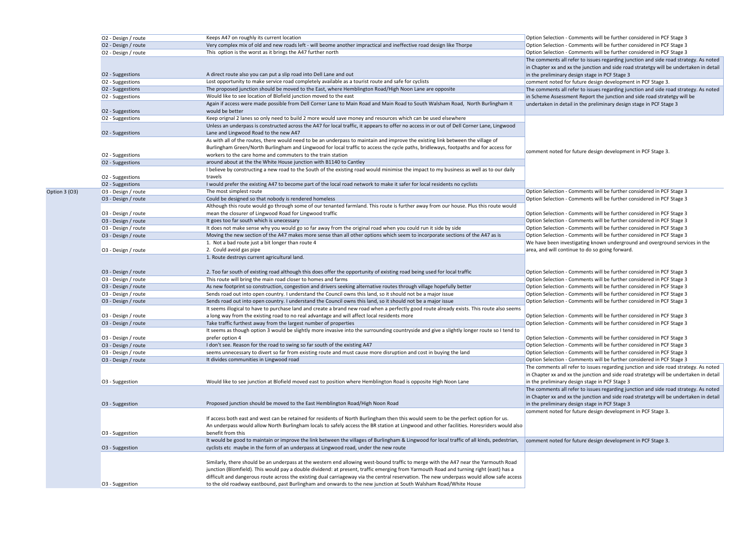| | | | |
|---|---|---|---|
| | O2 - Design / route | Keeps A47 on roughly its current location | Option Selection - Comments will be further considered in PCF Stage 3 |
| | O2 - Design / route | Very complex mix of old and new roads left - will beome another impractical and ineffective road design like Thorpe | Option Selection - Comments will be further considered in PCF Stage 3 |
| | O2 - Design / route | This option is the worst as it brings the A47 further north | Option Selection - Comments will be further considered in PCF Stage 3 |
| | O2 - Suggestions | A direct route also you can put a slip road into Dell Lane and out | The comments all refer to issues regarding junction and side road strategy. As noted in Chapter xx and xx the junction and side road stratetgy will be undertaken in detail in the preliminary design stage in PCF Stage 3 |
| | O2 - Suggestions | Lost opportunity to make service road completely available as a tourist route and safe for cyclists | comment noted for future design development in PCF Stage 3. |
| | O2 - Suggestions | The proposed junction should be moved to the East, where Hemblington Road/High Noon Lane are opposite | The comments all refer to issues regarding junction and side road strategy. As noted in Scheme Assessment Report the junction and side road stratetgy will be undertaken in detail in the preliminary design stage in PCF Stage 3 |
| | O2 - Suggestions | Would like to see location of Blofield junction moved to the east | |
| | O2 - Suggestions | Again if access were made possible from Dell Corner Lane to Main Road and Main Road to South Walsham Road, North Burlingham it would be better | |
| | O2 - Suggestions | Keep orignal 2 lanes so only need to build 2 more would save money and resources which can be used elsewhere | comment noted for future design development in PCF Stage 3. |
| | O2 - Suggestions | Unless an underpass is constructed across the A47 for local traffic, it appears to offer no access in or out of Dell Corner Lane, Lingwood Lane and Lingwood Road to the new A47 | |
| | O2 - Suggestions | As with all of the routes, there would need to be an underpass to maintain and improve the existing link between the village of Burlingham Green/North Burlingham and Lingwood for local traffic to access the cycle paths, bridleways, footpaths and for access for workers to the care home and commuters to the train station | |
| | O2 - Suggestions | around about at the the White House junction with B1140 to Cantley | |
| | O2 - Suggestions | I believe by constructing a new road to the South of the existing road would minimise the impact to my business as well as to our daily travels | |
| | O2 - Suggestions | I would prefer the existing A47 to become part of the local road network to make it safer for local residents no cyclists | |
| Option 3 (O3) | O3 - Design / route | The most simplest route | Option Selection - Comments will be further considered in PCF Stage 3 |
| | O3 - Design / route | Could be designed so that nobody is rendered homeless | Option Selection - Comments will be further considered in PCF Stage 3 |
| | O3 - Design / route | Although this route would go through some of our tenanted farmland. This route is further away from our house. Plus this route would mean the closurer of Lingwood Road for Lingwood traffic | Option Selection - Comments will be further considered in PCF Stage 3 |
| | O3 - Design / route | It goes too far south which is unecessary | Option Selection - Comments will be further considered in PCF Stage 3 |
| | O3 - Design / route | It does not make sense why you would go so far away from the original road when you could run it side by side | Option Selection - Comments will be further considered in PCF Stage 3 |
| | O3 - Design / route | Moving the new section of the A47 makes more sense than all other options which seem to incorporate sections of the A47 as is | Option Selection - Comments will be further considered in PCF Stage 3 |
| | O3 - Design / route | 1. Not a bad route just a bit longer than route 4<br>2. Could avoid gas pipe | We have been investigating known underground and overground services in the area, and will continue to do so going forward. |
| | O3 - Design / route | 1. Route destroys current agricultural land.<br>2. Too far south of existing road although this does offer the opportunity of existing road being used for local traffic | Option Selection - Comments will be further considered in PCF Stage 3 |
| | O3 - Design / route | This route will bring the main road closer to homes and farms | Option Selection - Comments will be further considered in PCF Stage 3 |
| | O3 - Design / route | As new footprint so construction, congestion and drivers seeking alternative routes through village hopefully better | Option Selection - Comments will be further considered in PCF Stage 3 |
| | O3 - Design / route | Sends road out into open country. I understand the Council owns this land, so it should not be a major issue | Option Selection - Comments will be further considered in PCF Stage 3 |
| | O3 - Design / route | Sends road out into open country. I understand the Council owns this land, so it should not be a major issue | Option Selection - Comments will be further considered in PCF Stage 3 |
| | O3 - Design / route | It seems illogical to have to purchase land and create a brand new road when a perfectly good route already exists. This route also seems a long way from the existing road to no real advantage and will affect local residents more | Option Selection - Comments will be further considered in PCF Stage 3 |
| | O3 - Design / route | Take traffic furthest away from the largest number of properties | Option Selection - Comments will be further considered in PCF Stage 3 |
| | O3 - Design / route | It seems as though option 3 would be slightly more invasive into the surrounding countryside and give a slightly longer route so I tend to prefer option 4 | Option Selection - Comments will be further considered in PCF Stage 3 |
| | O3 - Design / route | I don't see. Reason for the road to swing so far south of the existing A47 | Option Selection - Comments will be further considered in PCF Stage 3 |
| | O3 - Design / route | seems unnecessary to divert so far from existing route and must cause more disruption and cost in buying the land | Option Selection - Comments will be further considered in PCF Stage 3 |
| | O3 - Design / route | It divides communities in Lingwood road | Option Selection - Comments will be further considered in PCF Stage 3 |
| | O3 - Suggestion | Would like to see junction at Blofield moved east to position where Hemblington Road is opposite High Noon Lane | The comments all refer to issues regarding junction and side road strategy. As noted in Chapter xx and xx the junction and side road stratetgy will be undertaken in detail in the preliminary design stage in PCF Stage 3 |
| | O3 - Suggestion | Proposed junction should be moved to the East Hemblington Road/High Noon Road | The comments all refer to issues regarding junction and side road strategy. As noted in Chapter xx and xx the junction and side road stratetgy will be undertaken in detail in the preliminary design stage in PCF Stage 3 |
| | O3 - Suggestion | If access both east and west can be retained for residents of North Burlingham then this would seem to be the perfect option for us. An underpass would allow North Burlingham locals to safely access the BR station at Lingwood and other facilities. Horesriders would also benefit from this | comment noted for future design development in PCF Stage 3. |
| | O3 - Suggestion | It would be good to maintain or improve the link between the villages of Burlingham & Lingwood for local traffic of all kinds, pedestrian, cyclists etc maybe in the form of an underpass at Lingwood road, under the new route | comment noted for future design development in PCF Stage 3. |
| | O3 - Suggestion | Similarly, there should be an underpass at the western end allowing west-bound traffic to merge with the A47 near the Yarmouth Road junction (Blomfield). This would pay a double dividend: at present, traffic emerging from Yarmouth Road and turning right (east) has a difficult and dangerous route across the existing dual carriageway via the central reservation. The new underpass would allow safe access to the old roadway eastbound, past Burlingham and onwards to the new junction at South Walsham Road/White House | |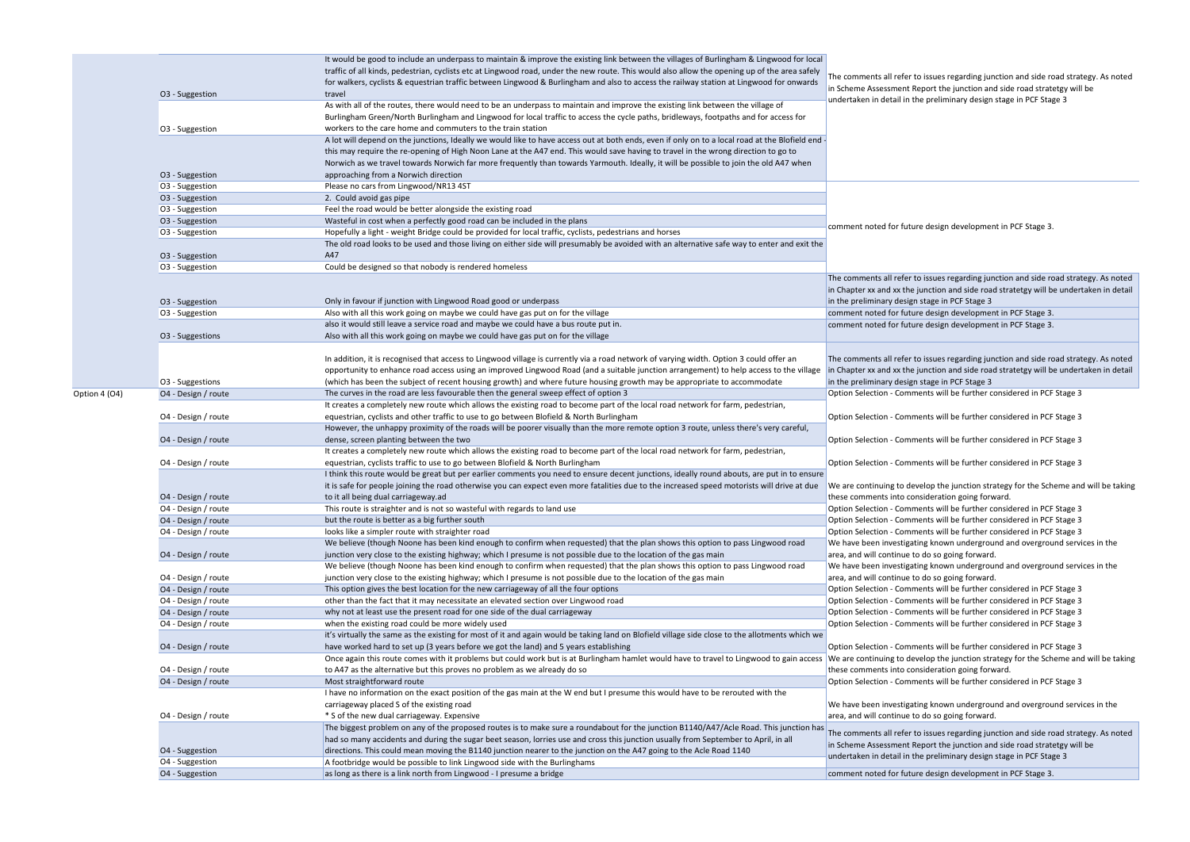| | | | |
|---|---|---|---|
| | O3 - Suggestion | It would be good to include an underpass to maintain & improve the existing link between the villages of Burlingham & Lingwood for local traffic of all kinds, pedestrian, cyclists etc at Lingwood road, under the new route. This would also allow the opening up of the area safely for walkers, cyclists & equestrian traffic between Lingwood & Burlingham and also to access the railway station at Lingwood for onwards travel | The comments all refer to issues regarding junction and side road strategy. As noted in Scheme Assessment Report the junction and side road stratetgy will be undertaken in detail in the preliminary design stage in PCF Stage 3 |
| | O3 - Suggestion | As with all of the routes, there would need to be an underpass to maintain and improve the existing link between the village of Burlingham Green/North Burlingham and Lingwood for local traffic to access the cycle paths, bridleways, footpaths and for access for workers to the care home and commuters to the train station | |
| | O3 - Suggestion | A lot will depend on the junctions, Ideally we would like to have access out at both ends, even if only on to a local road at the Blofield end - this may require the re-opening of High Noon Lane at the A47 end. This would save having to travel in the wrong direction to go to Norwich as we travel towards Norwich far more frequently than towards Yarmouth. Ideally, it will be possible to join the old A47 when approaching from a Norwich direction | |
| | O3 - Suggestion | Please no cars from Lingwood/NR13 4ST | comment noted for future design development in PCF Stage 3. |
| | O3 - Suggestion | 2. Could avoid gas pipe | |
| | O3 - Suggestion | Feel the road would be better alongside the existing road | |
| | O3 - Suggestion | Wasteful in cost when a perfectly good road can be included in the plans | |
| | O3 - Suggestion | Hopefully a light - weight Bridge could be provided for local traffic, cyclists, pedestrians and horses | |
| | O3 - Suggestion | The old road looks to be used and those living on either side will presumably be avoided with an alternative safe way to enter and exit the A47 | |
| | O3 - Suggestion | Could be designed so that nobody is rendered homeless | |
| | O3 - Suggestion | Only in favour if junction with Lingwood Road good or underpass | The comments all refer to issues regarding junction and side road strategy. As noted in Chapter xx and xx the junction and side road stratetgy will be undertaken in detail in the preliminary design stage in PCF Stage 3 |
| | O3 - Suggestion | Also with all this work going on maybe we could have gas put on for the village | comment noted for future design development in PCF Stage 3. |
| | O3 - Suggestions | also it would still leave a service road and maybe we could have a bus route put in. Also with all this work going on maybe we could have gas put on for the village | comment noted for future design development in PCF Stage 3. |
| | O3 - Suggestions | In addition, it is recognised that access to Lingwood village is currently via a road network of varying width. Option 3 could offer an opportunity to enhance road access using an improved Lingwood Road (and a suitable junction arrangement) to help access to the village (which has been the subject of recent housing growth) and where future housing growth may be appropriate to accommodate | The comments all refer to issues regarding junction and side road strategy. As noted in Chapter xx and xx the junction and side road stratetgy will be undertaken in detail in the preliminary design stage in PCF Stage 3 |
| Option 4 (O4) | O4 - Design / route | The curves in the road are less favourable then the general sweep effect of option 3 | Option Selection - Comments will be further considered in PCF Stage 3 |
| | O4 - Design / route | It creates a completely new route which allows the existing road to become part of the local road network for farm, pedestrian, equestrian, cyclists and other traffic to use to go between Blofield & North Burlingham | Option Selection - Comments will be further considered in PCF Stage 3 |
| | O4 - Design / route | However, the unhappy proximity of the roads will be poorer visually than the more remote option 3 route, unless there's very careful, dense, screen planting between the two | Option Selection - Comments will be further considered in PCF Stage 3 |
| | O4 - Design / route | It creates a completely new route which allows the existing road to become part of the local road network for farm, pedestrian, equestrian, cyclists traffic to use to go between Blofield & North Burlingham | Option Selection - Comments will be further considered in PCF Stage 3 |
| | O4 - Design / route | I think this route would be great but per earlier comments you need to ensure decent junctions, ideally round abouts, are put in to ensure it is safe for people joining the road otherwise you can expect even more fatalities due to the increased speed motorists will drive at due to it all being dual carriageway.ad | We are continuing to develop the junction strategy for the Scheme and will be taking these comments into consideration going forward. |
| | O4 - Design / route | This route is straighter and is not so wasteful with regards to land use | Option Selection - Comments will be further considered in PCF Stage 3 |
| | O4 - Design / route | but the route is better as a big further south | Option Selection - Comments will be further considered in PCF Stage 3 |
| | O4 - Design / route | looks like a simpler route with straighter road | Option Selection - Comments will be further considered in PCF Stage 3 |
| | O4 - Design / route | We believe (though Noone has been kind enough to confirm when requested) that the plan shows this option to pass Lingwood road junction very close to the existing highway; which I presume is not possible due to the location of the gas main | We have been investigating known underground and overground services in the area, and will continue to do so going forward. |
| | O4 - Design / route | We believe (though Noone has been kind enough to confirm when requested) that the plan shows this option to pass Lingwood road junction very close to the existing highway; which I presume is not possible due to the location of the gas main | We have been investigating known underground and overground services in the area, and will continue to do so going forward. |
| | O4 - Design / route | This option gives the best location for the new carriageway of all the four options | Option Selection - Comments will be further considered in PCF Stage 3 |
| | O4 - Design / route | other than the fact that it may necessitate an elevated section over Lingwood road | Option Selection - Comments will be further considered in PCF Stage 3 |
| | O4 - Design / route | why not at least use the present road for one side of the dual carriageway | Option Selection - Comments will be further considered in PCF Stage 3 |
| | O4 - Design / route | when the existing road could be more widely used | Option Selection - Comments will be further considered in PCF Stage 3 |
| | O4 - Design / route | it's virtually the same as the existing for most of it and again would be taking land on Blofield village side close to the allotments which we have worked hard to set up (3 years before we got the land) and 5 years establishing | Option Selection - Comments will be further considered in PCF Stage 3 |
| | O4 - Design / route | Once again this route comes with it problems but could work but is at Burlingham hamlet would have to travel to Lingwood to gain access to A47 as the alternative but this proves no problem as we already do so | We are continuing to develop the junction strategy for the Scheme and will be taking these comments into consideration going forward. |
| | O4 - Design / route | Most straightforward route | Option Selection - Comments will be further considered in PCF Stage 3 |
| | O4 - Design / route | I have no information on the exact position of the gas main at the W end but I presume this would have to be rerouted with the carriageway placed S of the existing road<br>* S of the new dual carriageway. Expensive | We have been investigating known underground and overground services in the area, and will continue to do so going forward. |
| | O4 - Suggestion | The biggest problem on any of the proposed routes is to make sure a roundabout for the junction B1140/A47/Acle Road. This junction has had so many accidents and during the sugar beet season, lorries use and cross this junction usually from September to April, in all directions. This could mean moving the B1140 junction nearer to the junction on the A47 going to the Acle Road 1140 | The comments all refer to issues regarding junction and side road strategy. As noted in Scheme Assessment Report the junction and side road stratetgy will be undertaken in detail in the preliminary design stage in PCF Stage 3 |
| | O4 - Suggestion | A footbridge would be possible to link Lingwood side with the Burlinghams | |
| | O4 - Suggestion | as long as there is a link north from Lingwood - I presume a bridge | comment noted for future design development in PCF Stage 3. |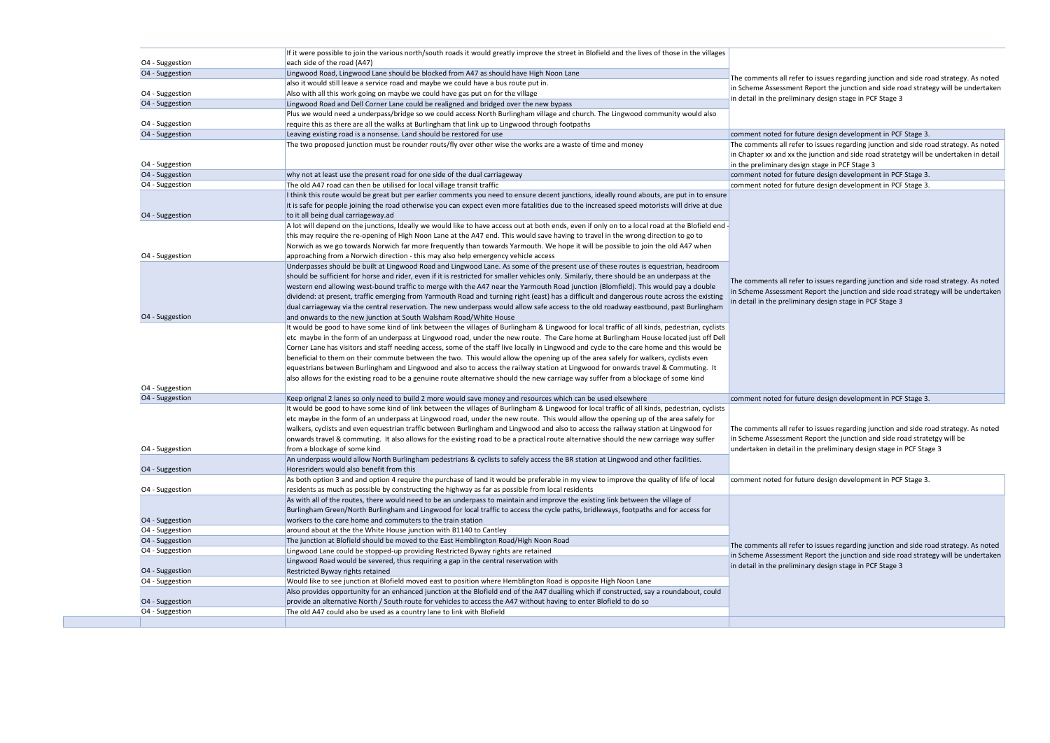| | | |
|---|---|---|
| O4 - Suggestion | If it were possible to join the various north/south roads it would greatly improve the street in Blofield and the lives of those in the villages each side of the road (A47) | The comments all refer to issues regarding junction and side road strategy. As noted in Scheme Assessment Report the junction and side road strategy will be undertaken in detail in the preliminary design stage in PCF Stage 3 |
| O4 - Suggestion | Lingwood Road, Lingwood Lane should be blocked from A47 as should have High Noon Lane | |
| O4 - Suggestion | also it would still leave a service road and maybe we could have a bus route put in. Also with all this work going on maybe we could have gas put on for the village | |
| O4 - Suggestion | Lingwood Road and Dell Corner Lane could be realigned and bridged over the new bypass | |
| O4 - Suggestion | Plus we would need a underpass/bridge so we could access North Burlingham village and church. The Lingwood community would also require this as there are all the walks at Burlingham that link up to Lingwood through footpaths | |
| O4 - Suggestion | Leaving existing road is a nonsense. Land should be restored for use | comment noted for future design development in PCF Stage 3. |
| O4 - Suggestion | The two proposed junction must be rounder routs/fly over other wise the works are a waste of time and money | The comments all refer to issues regarding junction and side road strategy. As noted in Chapter xx and xx the junction and side road stratetgy will be undertaken in detail in the preliminary design stage in PCF Stage 3 |
| O4 - Suggestion | why not at least use the present road for one side of the dual carriageway | comment noted for future design development in PCF Stage 3. |
| O4 - Suggestion | The old A47 road can then be utilised for local village transit traffic | comment noted for future design development in PCF Stage 3. |
| O4 - Suggestion | I think this route would be great but per earlier comments you need to ensure decent junctions, ideally round abouts, are put in to ensure it is safe for people joining the road otherwise you can expect even more fatalities due to the increased speed motorists will drive at due to it all being dual carriageway.ad | The comments all refer to issues regarding junction and side road strategy. As noted in Scheme Assessment Report the junction and side road strategy will be undertaken in detail in the preliminary design stage in PCF Stage 3 |
| O4 - Suggestion | A lot will depend on the junctions, Ideally we would like to have access out at both ends, even if only on to a local road at the Blofield end - this may require the re-opening of High Noon Lane at the A47 end. This would save having to travel in the wrong direction to go to Norwich as we go towards Norwich far more frequently than towards Yarmouth. We hope it will be possible to join the old A47 when approaching from a Norwich direction - this may also help emergency vehicle access | |
| O4 - Suggestion | Underpasses should be built at Lingwood Road and Lingwood Lane. As some of the present use of these routes is equestrian, headroom should be sufficient for horse and rider, even if it is restricted for smaller vehicles only. Similarly, there should be an underpass at the western end allowing west-bound traffic to merge with the A47 near the Yarmouth Road junction (Blomfield). This would pay a double dividend: at present, traffic emerging from Yarmouth Road and turning right (east) has a difficult and dangerous route across the existing dual carriageway via the central reservation. The new underpass would allow safe access to the old roadway eastbound, past Burlingham and onwards to the new junction at South Walsham Road/White House | |
| O4 - Suggestion | It would be good to have some kind of link between the villages of Burlingham & Lingwood for local traffic of all kinds, pedestrian, cyclists etc maybe in the form of an underpass at Lingwood road, under the new route. The Care home at Burlingham House located just off Dell Corner Lane has visitors and staff needing access, some of the staff live locally in Lingwood and cycle to the care home and this would be beneficial to them on their commute between the two. This would allow the opening up of the area safely for walkers, cyclists even equestrians between Burlingham and Lingwood and also to access the railway station at Lingwood for onwards travel & Commuting. It also allows for the existing road to be a genuine route alternative should the new carriage way suffer from a blockage of some kind | |
| O4 - Suggestion | Keep orignal 2 lanes so only need to build 2 more would save money and resources which can be used elsewhere | comment noted for future design development in PCF Stage 3. |
| O4 - Suggestion | It would be good to have some kind of link between the villages of Burlingham & Lingwood for local traffic of all kinds, pedestrian, cyclists etc maybe in the form of an underpass at Lingwood road, under the new route. This would allow the opening up of the area safely for walkers, cyclists and even equestrian traffic between Burlingham and Lingwood and also to access the railway station at Lingwood for onwards travel & commuting. It also allows for the existing road to be a practical route alternative should the new carriage way suffer from a blockage of some kind | The comments all refer to issues regarding junction and side road strategy. As noted in Scheme Assessment Report the junction and side road stratetgy will be undertaken in detail in the preliminary design stage in PCF Stage 3 |
| O4 - Suggestion | An underpass would allow North Burlingham pedestrians & cyclists to safely access the BR station at Lingwood and other facilities. Horesriders would also benefit from this | |
| O4 - Suggestion | As both option 3 and and option 4 require the purchase of land it would be preferable in my view to improve the quality of life of local residents as much as possible by constructing the highway as far as possible from local residents | comment noted for future design development in PCF Stage 3. |
| O4 - Suggestion | As with all of the routes, there would need to be an underpass to maintain and improve the existing link between the village of Burlingham Green/North Burlingham and Lingwood for local traffic to access the cycle paths, bridleways, footpaths and for access for workers to the care home and commuters to the train station | The comments all refer to issues regarding junction and side road strategy. As noted in Scheme Assessment Report the junction and side road strategy will be undertaken in detail in the preliminary design stage in PCF Stage 3 |
| O4 - Suggestion | around about at the the White House junction with B1140 to Cantley | |
| O4 - Suggestion | The junction at Blofield should be moved to the East Hemblington Road/High Noon Road | |
| O4 - Suggestion | Lingwood Lane could be stopped-up providing Restricted Byway rights are retained | |
| O4 - Suggestion | Lingwood Road would be severed, thus requiring a gap in the central reservation with Restricted Byway rights retained | |
| O4 - Suggestion | Would like to see junction at Blofield moved east to position where Hemblington Road is opposite High Noon Lane | |
| O4 - Suggestion | Also provides opportunity for an enhanced junction at the Blofield end of the A47 dualling which if constructed, say a roundabout, could provide an alternative North / South route for vehicles to access the A47 without having to enter Blofield to do so | |
| O4 - Suggestion | The old A47 could also be used as a country lane to link with Blofield | |